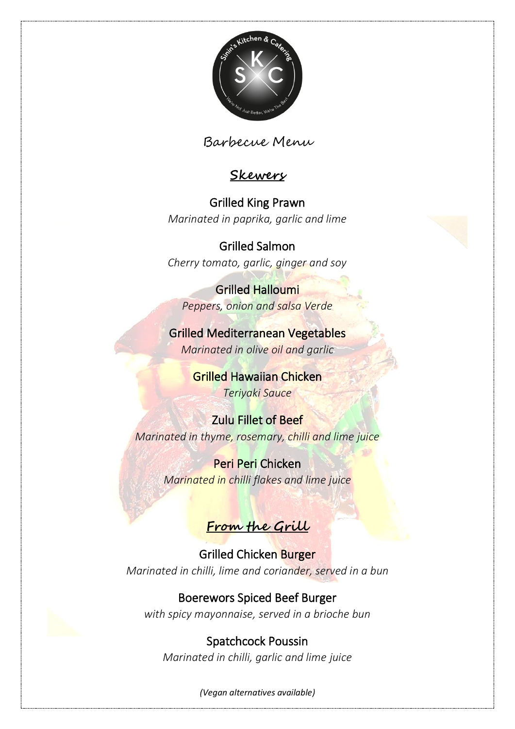# Barbecue Menu

## Skewers

**Grilled King Prawn**
*Marinated in paprika, garlic and lime*

**Grilled Salmon**
*Cherry tomato, garlic, ginger and soy*

**Grilled Halloumi**
*Peppers, onion and salsa Verde*

**Grilled Mediterranean Vegetables**
*Marinated in olive oil and garlic*

**Grilled Hawaiian Chicken**
*Teriyaki Sauce*

**Zulu Fillet of Beef**
*Marinated in thyme, rosemary, chilli and lime juice*

**Peri Peri Chicken**
*Marinated in chilli flakes and lime juice*

## From the Grill

**Grilled Chicken Burger**
*Marinated in chilli, lime and coriander, served in a bun*

**Boerewors Spiced Beef Burger**
*with spicy mayonnaise, served in a brioche bun*

**Spatchcock Poussin**
*Marinated in chilli, garlic and lime juice*

*(Vegan alternatives available)*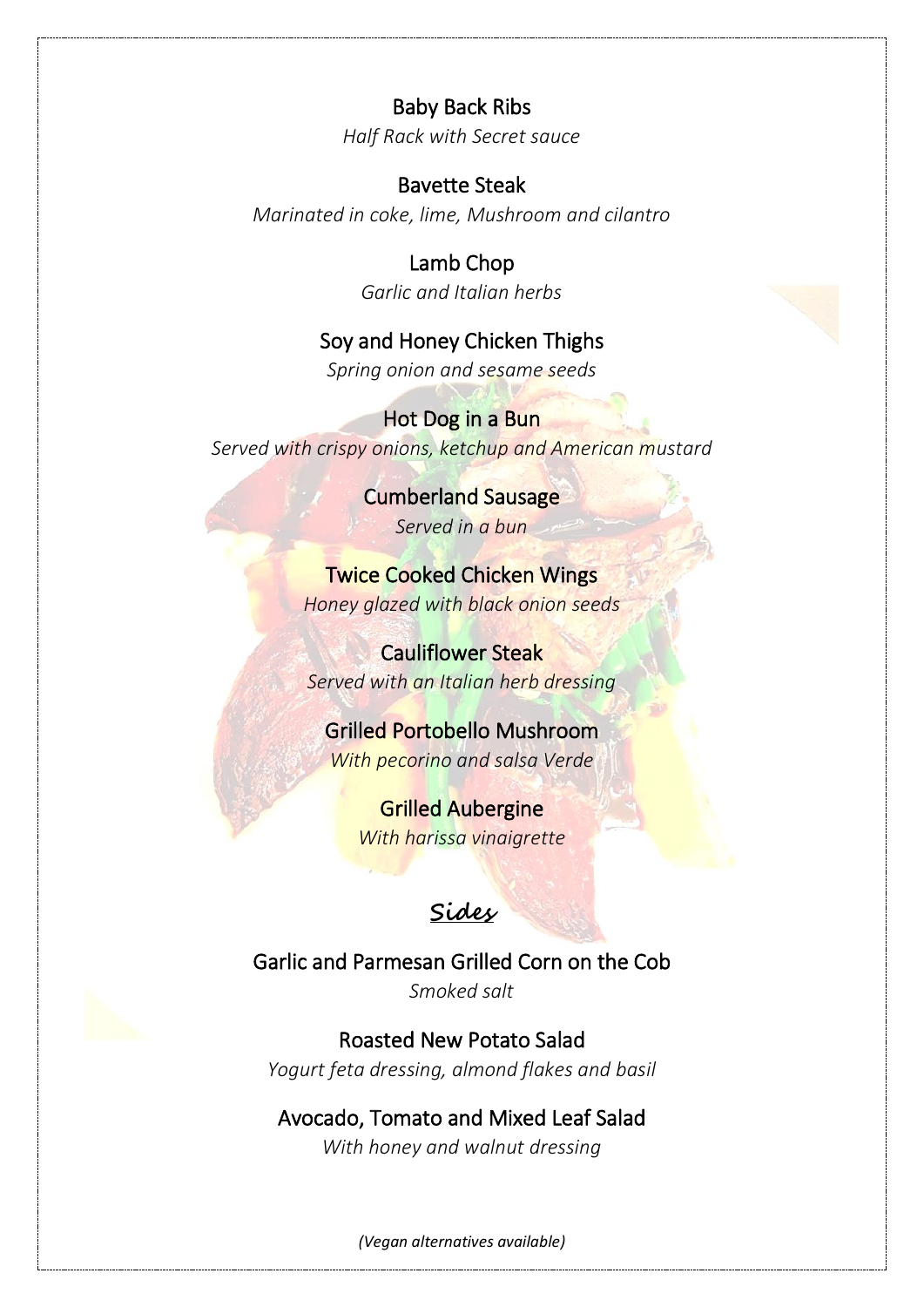**Baby Back Ribs**
*Half Rack with Secret sauce*

**Bavette Steak**
*Marinated in coke, lime, Mushroom and cilantro*

**Lamb Chop**
*Garlic and Italian herbs*

**Soy and Honey Chicken Thighs**
*Spring onion and sesame seeds*

**Hot Dog in a Bun**
*Served with crispy onions, ketchup and American mustard*

**Cumberland Sausage**
*Served in a bun*

**Twice Cooked Chicken Wings**
*Honey glazed with black onion seeds*

**Cauliflower Steak**
*Served with an Italian herb dressing*

**Grilled Portobello Mushroom**
*With pecorino and salsa Verde*

**Grilled Aubergine**
*With harissa vinaigrette*

## Sides

**Garlic and Parmesan Grilled Corn on the Cob**
*Smoked salt*

**Roasted New Potato Salad**
*Yogurt feta dressing, almond flakes and basil*

**Avocado, Tomato and Mixed Leaf Salad**
*With honey and walnut dressing*

*(Vegan alternatives available)*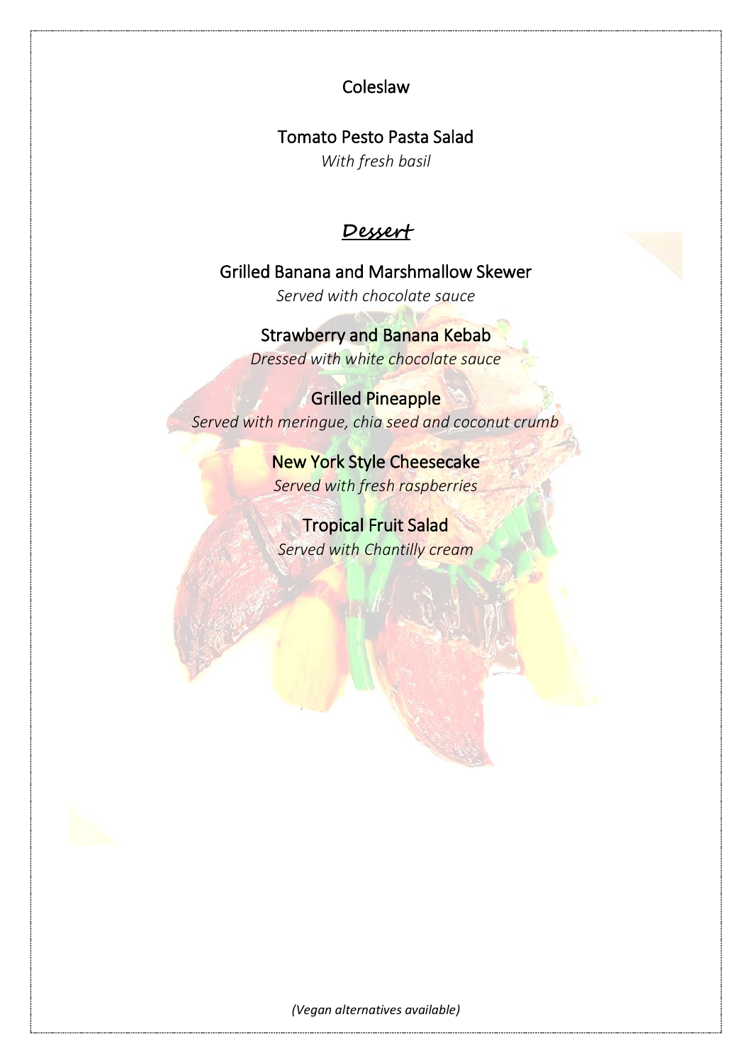Coleslaw

Tomato Pesto Pasta Salad

*With fresh basil*

## Dessert

Grilled Banana and Marshmallow Skewer

*Served with chocolate sauce*

Strawberry and Banana Kebab

*Dressed with white chocolate sauce*

Grilled Pineapple

*Served with meringue, chia seed and coconut crumb*

New York Style Cheesecake

*Served with fresh raspberries*

Tropical Fruit Salad

*Served with Chantilly cream*

*(Vegan alternatives available)*